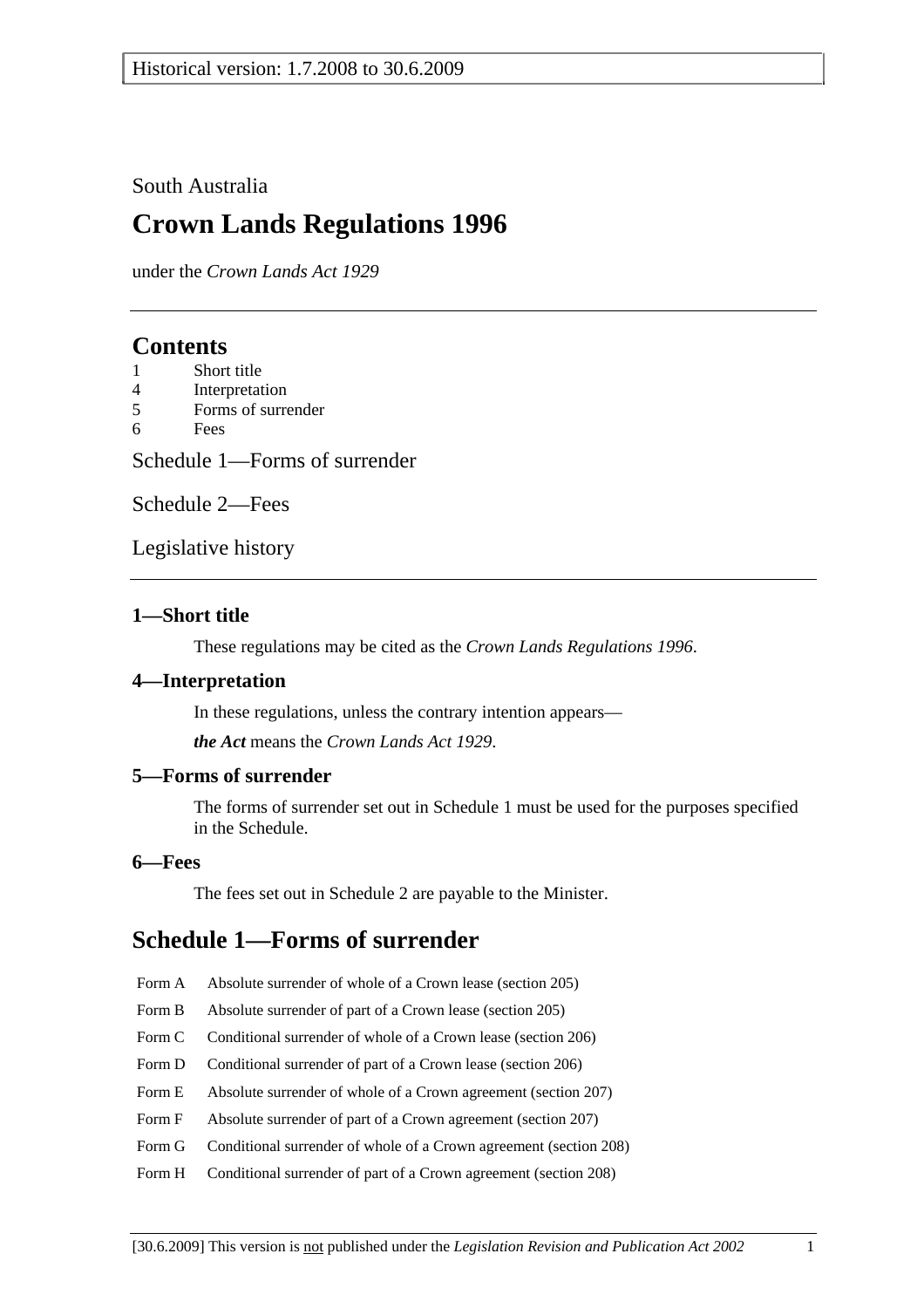Historical version: 1.7.2008 to 30.6.2009

South Australia

# Crown Lands Regulations 1996

under the *Crown Lands Act 1929*

## Contents

1 Short title
4 Interpretation
5 Forms of surrender
6 Fees

Schedule 1—Forms of surrender

Schedule 2—Fees

Legislative history

### 1—Short title

These regulations may be cited as the *Crown Lands Regulations 1996*.

### 4—Interpretation

In these regulations, unless the contrary intention appears—

***the Act*** means the *Crown Lands Act 1929*.

### 5—Forms of surrender

The forms of surrender set out in Schedule 1 must be used for the purposes specified in the Schedule.

### 6—Fees

The fees set out in Schedule 2 are payable to the Minister.

## Schedule 1—Forms of surrender

| | |
|---|---|
| Form A | Absolute surrender of whole of a Crown lease (section 205) |
| Form B | Absolute surrender of part of a Crown lease (section 205) |
| Form C | Conditional surrender of whole of a Crown lease (section 206) |
| Form D | Conditional surrender of part of a Crown lease (section 206) |
| Form E | Absolute surrender of whole of a Crown agreement (section 207) |
| Form F | Absolute surrender of part of a Crown agreement (section 207) |
| Form G | Conditional surrender of whole of a Crown agreement (section 208) |
| Form H | Conditional surrender of part of a Crown agreement (section 208) |

[30.6.2009] This version is not published under the *Legislation Revision and Publication Act 2002*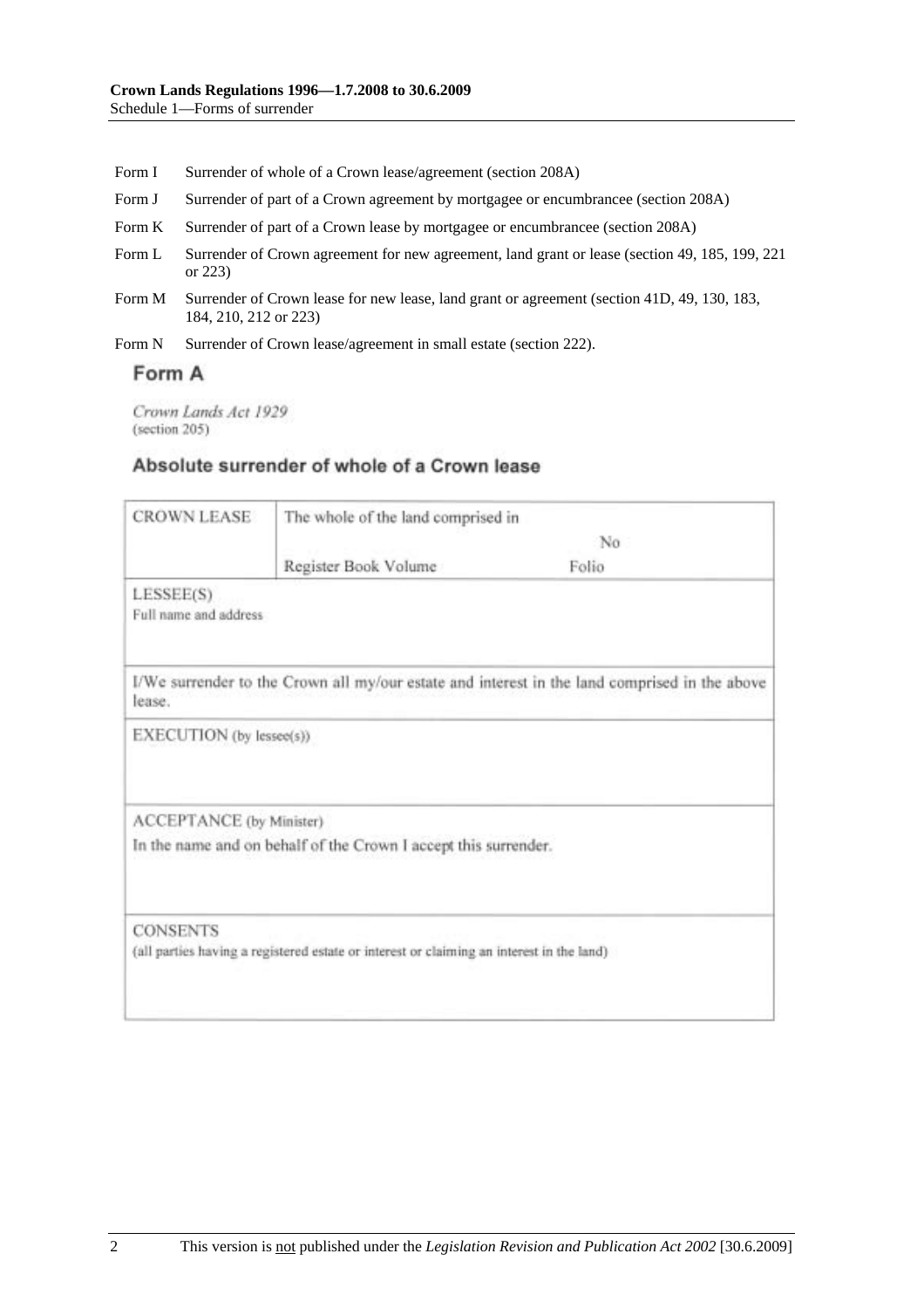| | |
|---|---|
| Form I | Surrender of whole of a Crown lease/agreement (section 208A) |
| Form J | Surrender of part of a Crown agreement by mortgagee or encumbrancee (section 208A) |
| Form K | Surrender of part of a Crown lease by mortgagee or encumbrancee (section 208A) |
| Form L | Surrender of Crown agreement for new agreement, land grant or lease (section 49, 185, 199, 221 or 223) |
| Form M | Surrender of Crown lease for new lease, land grant or agreement (section 41D, 49, 130, 183, 184, 210, 212 or 223) |
| Form N | Surrender of Crown lease/agreement in small estate (section 222). |

## Form A

*Crown Lands Act 1929*
(section 205)

### Absolute surrender of whole of a Crown lease

| CROWN LEASE | The whole of the land comprised in<br>No<br>Register Book Volume Folio |
|---|---|
| LESSEE(S)<br>Full name and address | |
| I/We surrender to the Crown all my/our estate and interest in the land comprised in the above lease. | |
| EXECUTION (by lessee(s)) | |
| ACCEPTANCE (by Minister)<br>In the name and on behalf of the Crown I accept this surrender. | |
| CONSENTS<br>(all parties having a registered estate or interest or claiming an interest in the land) | |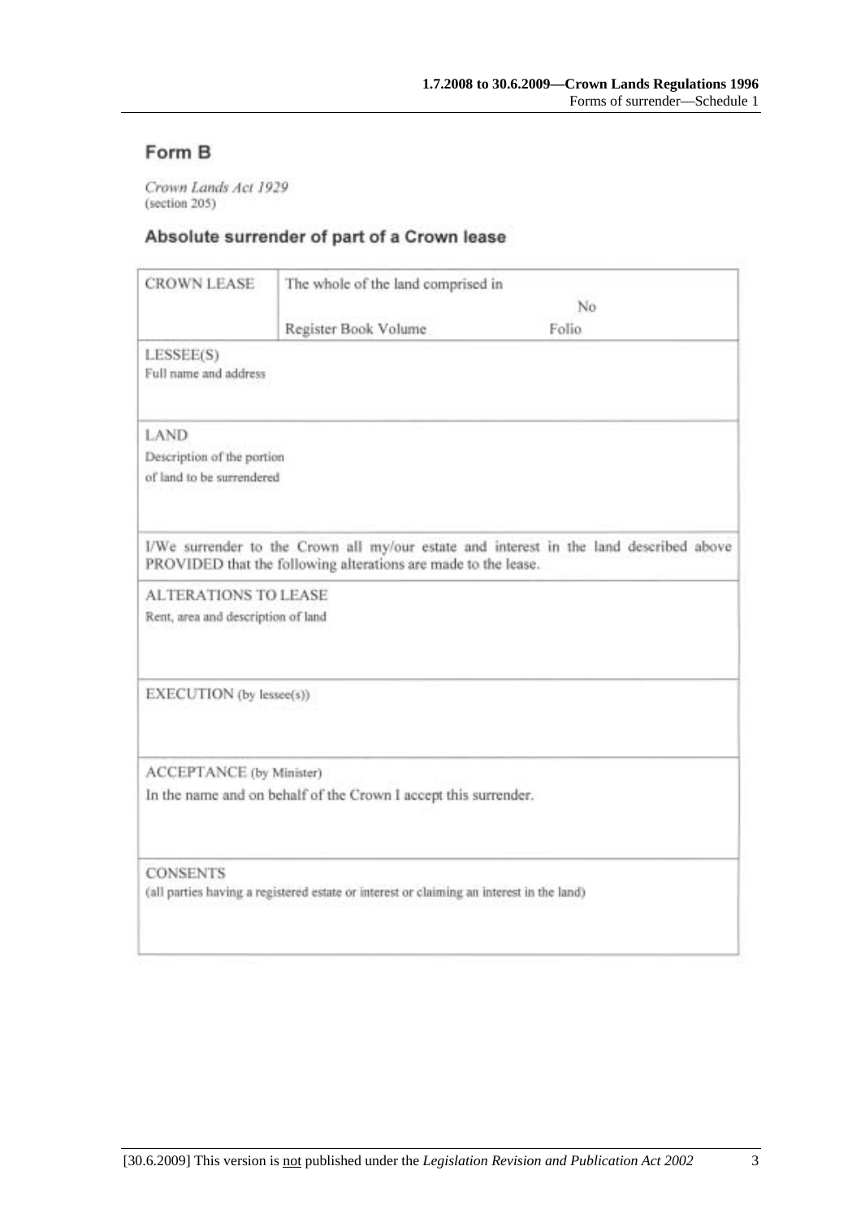## Form B

*Crown Lands Act 1929*
(section 205)

### Absolute surrender of part of a Crown lease

| CROWN LEASE | The whole of the land comprised in No<br>Register Book Volume Folio |
|---|---|
| LESSEE(S)<br>Full name and address | |
| LAND<br>Description of the portion of land to be surrendered | |
| I/We surrender to the Crown all my/our estate and interest in the land described above PROVIDED that the following alterations are made to the lease. | |
| ALTERATIONS TO LEASE<br>Rent, area and description of land | |
| EXECUTION (by lessee(s)) | |
| ACCEPTANCE (by Minister)<br>In the name and on behalf of the Crown I accept this surrender. | |
| CONSENTS<br>(all parties having a registered estate or interest or claiming an interest in the land) | |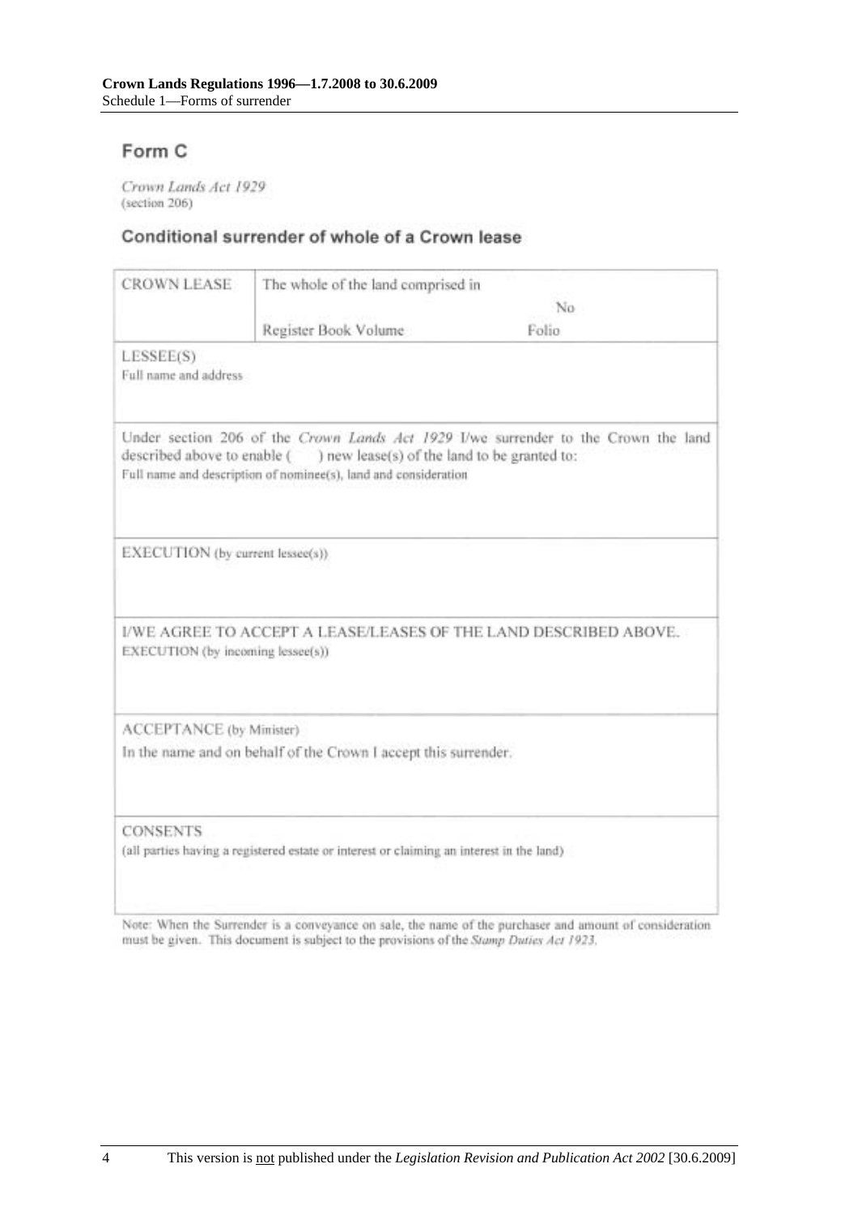## Form C

*Crown Lands Act 1929*
(section 206)

### Conditional surrender of whole of a Crown lease

| CROWN LEASE | The whole of the land comprised in No |
|---|---|
| | Register Book Volume Folio |

LESSEE(S)
Full name and address

Under section 206 of the *Crown Lands Act 1929* I/we surrender to the Crown the land described above to enable (    ) new lease(s) of the land to be granted to:
Full name and description of nominee(s), land and consideration

EXECUTION (by current lessee(s))

I/WE AGREE TO ACCEPT A LEASE/LEASES OF THE LAND DESCRIBED ABOVE.
EXECUTION (by incoming lessee(s))

ACCEPTANCE (by Minister)
In the name and on behalf of the Crown I accept this surrender.

CONSENTS
(all parties having a registered estate or interest or claiming an interest in the land)

Note: When the Surrender is a conveyance on sale, the name of the purchaser and amount of consideration must be given. This document is subject to the provisions of the *Stamp Duties Act 1923*.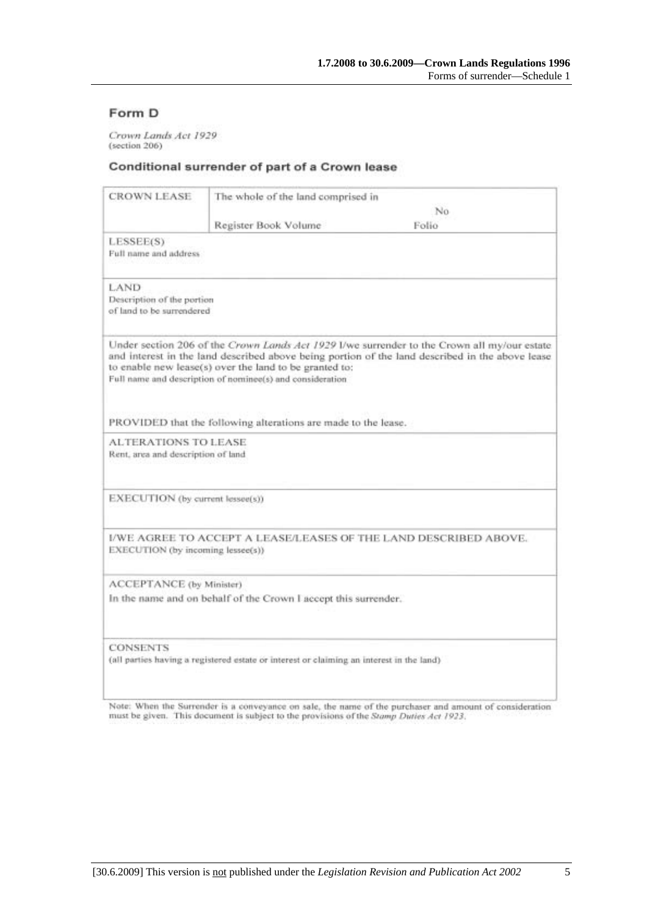## Form D

*Crown Lands Act 1929*
(section 206)

### Conditional surrender of part of a Crown lease

| CROWN LEASE | The whole of the land comprised in | |
|---|---|---|
| | | No |
| | Register Book Volume | Folio |
| LESSEE(S)<br>Full name and address | | |
| LAND<br>Description of the portion of land to be surrendered | | |
| Under section 206 of the *Crown Lands Act 1929* I/we surrender to the Crown all my/our estate and interest in the land described above being portion of the land described in the above lease to enable new lease(s) over the land to be granted to:<br>Full name and description of nominee(s) and consideration<br><br>PROVIDED that the following alterations are made to the lease. | | |
| ALTERATIONS TO LEASE<br>Rent, area and description of land | | |
| EXECUTION (by current lessee(s)) | | |
| I/WE AGREE TO ACCEPT A LEASE/LEASES OF THE LAND DESCRIBED ABOVE.<br>EXECUTION (by incoming lessee(s)) | | |
| ACCEPTANCE (by Minister)<br>In the name and on behalf of the Crown I accept this surrender. | | |
| CONSENTS<br>(all parties having a registered estate or interest or claiming an interest in the land) | | |

Note: When the Surrender is a conveyance on sale, the name of the purchaser and amount of consideration must be given. This document is subject to the provisions of the *Stamp Duties Act 1923*.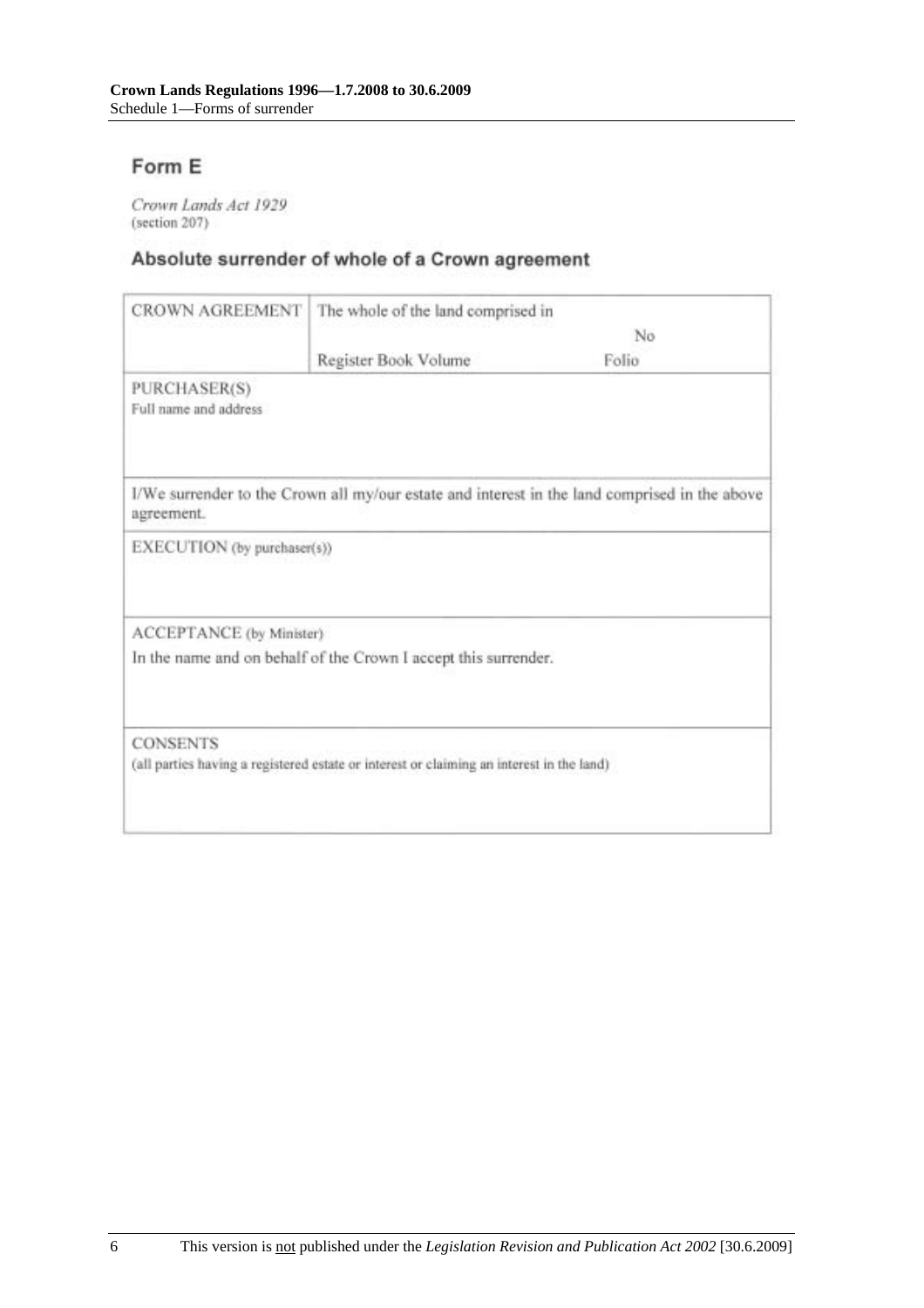## Form E

*Crown Lands Act 1929*
(section 207)

### Absolute surrender of whole of a Crown agreement

| CROWN AGREEMENT | The whole of the land comprised in | No |
|---|---|---|
| | Register Book Volume | Folio |

PURCHASER(S)
Full name and address

I/We surrender to the Crown all my/our estate and interest in the land comprised in the above agreement.

EXECUTION (by purchaser(s))

ACCEPTANCE (by Minister)

In the name and on behalf of the Crown I accept this surrender.

CONSENTS
(all parties having a registered estate or interest or claiming an interest in the land)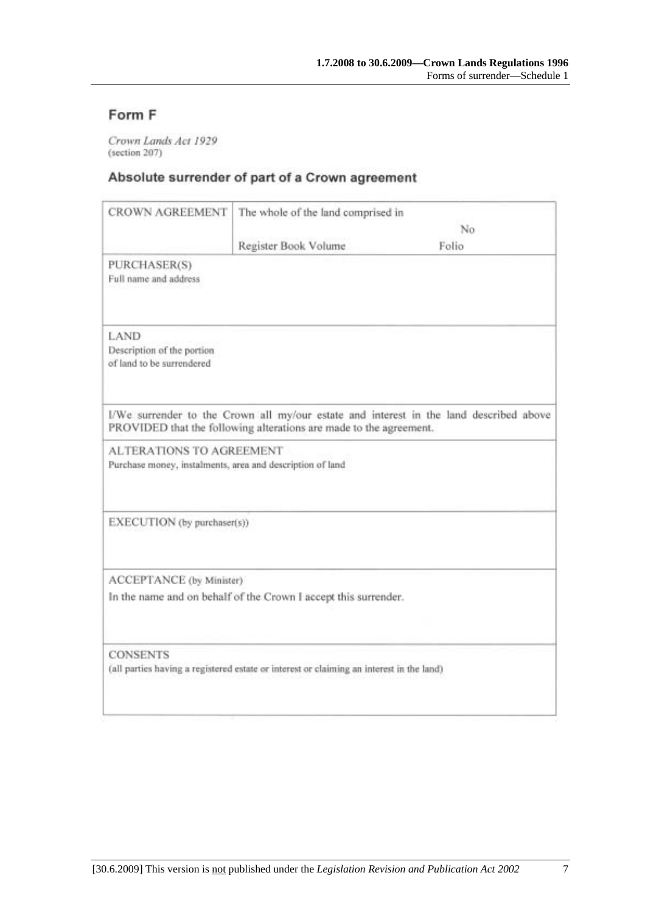## Form F

*Crown Lands Act 1929*
(section 207)

### Absolute surrender of part of a Crown agreement

| CROWN AGREEMENT | The whole of the land comprised in Register Book Volume | No Folio |
|---|---|---|
| PURCHASER(S) Full name and address | | |
| LAND Description of the portion of land to be surrendered | | |

I/We surrender to the Crown all my/our estate and interest in the land described above PROVIDED that the following alterations are made to the agreement.

| ALTERATIONS TO AGREEMENT Purchase money, instalments, area and description of land |
|---|
| EXECUTION (by purchaser(s)) |
| ACCEPTANCE (by Minister) In the name and on behalf of the Crown I accept this surrender. |
| CONSENTS (all parties having a registered estate or interest or claiming an interest in the land) |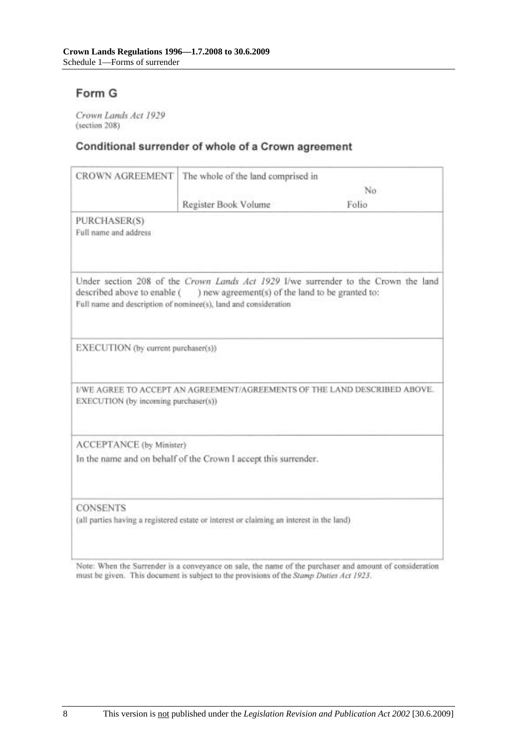# Form G

*Crown Lands Act 1929*
(section 208)

## Conditional surrender of whole of a Crown agreement

| CROWN AGREEMENT | The whole of the land comprised in No Register Book Volume Folio |
|---|---|
| PURCHASER(S) Full name and address | |
| Under section 208 of the *Crown Lands Act 1929* I/we surrender to the Crown the land described above to enable ( ) new agreement(s) of the land to be granted to: Full name and description of nominee(s), land and consideration | |
| EXECUTION (by current purchaser(s)) | |
| I/WE AGREE TO ACCEPT AN AGREEMENT/AGREEMENTS OF THE LAND DESCRIBED ABOVE. EXECUTION (by incoming purchaser(s)) | |
| ACCEPTANCE (by Minister) In the name and on behalf of the Crown I accept this surrender. | |
| CONSENTS (all parties having a registered estate or interest or claiming an interest in the land) | |

Note: When the Surrender is a conveyance on sale, the name of the purchaser and amount of consideration must be given. This document is subject to the provisions of the *Stamp Duties Act 1923*.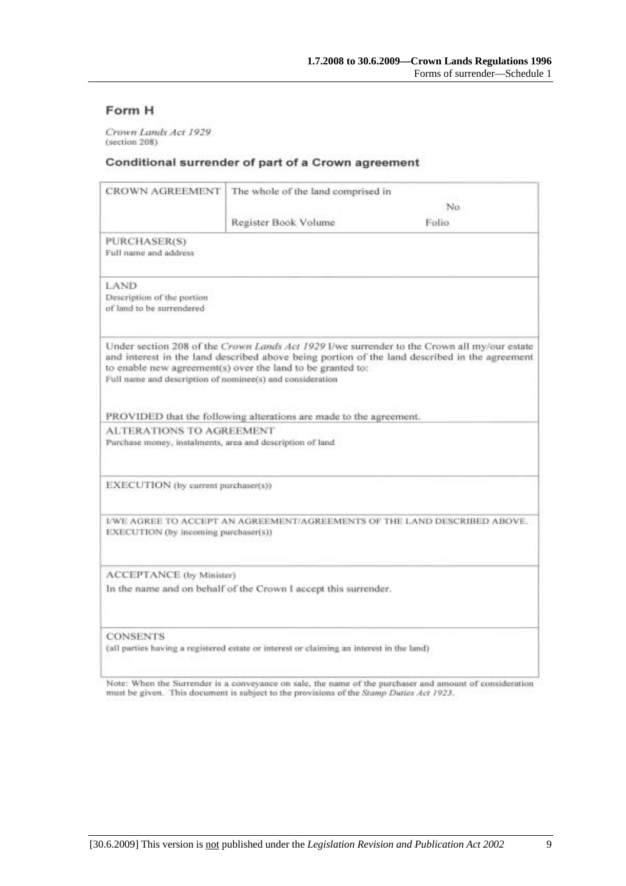## Form H

*Crown Lands Act 1929*
(section 208)

### Conditional surrender of part of a Crown agreement

| CROWN AGREEMENT | The whole of the land comprised in No<br>Register Book Volume Folio |
|---|---|
| PURCHASER(S)<br>Full name and address | |
| LAND<br>Description of the portion of land to be surrendered | |

Under section 208 of the *Crown Lands Act 1929* I/we surrender to the Crown all my/our estate and interest in the land described above being portion of the land described in the agreement to enable new agreement(s) over the land to be granted to:

Full name and description of nominee(s) and consideration

PROVIDED that the following alterations are made to the agreement.

ALTERATIONS TO AGREEMENT
Purchase money, instalments, area and description of land

EXECUTION (by current purchaser(s))

I/WE AGREE TO ACCEPT AN AGREEMENT/AGREEMENTS OF THE LAND DESCRIBED ABOVE.
EXECUTION (by incoming purchaser(s))

ACCEPTANCE (by Minister)
In the name and on behalf of the Crown I accept this surrender.

CONSENTS
(all parties having a registered estate or interest or claiming an interest in the land)

Note: When the Surrender is a conveyance on sale, the name of the purchaser and amount of consideration must be given. This document is subject to the provisions of the *Stamp Duties Act 1923*.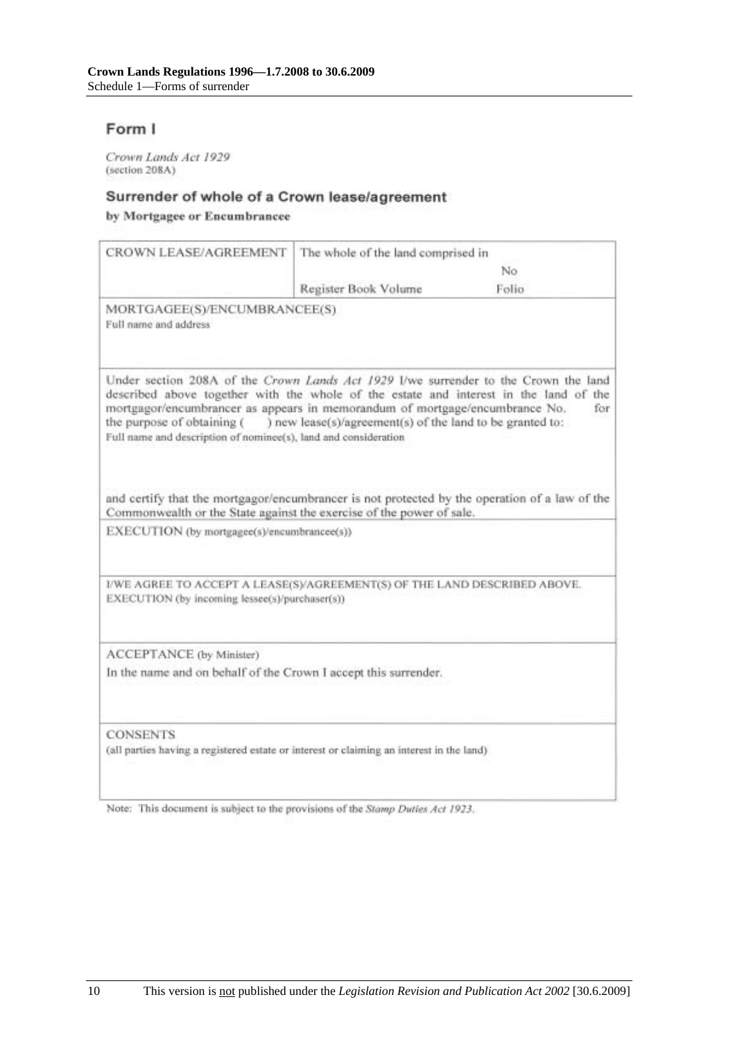## Form I

*Crown Lands Act 1929*
(section 208A)

### Surrender of whole of a Crown lease/agreement

**by Mortgagee or Encumbrancee**

| CROWN LEASE/AGREEMENT | The whole of the land comprised in No<br>Register Book Volume Folio |
|---|---|
| MORTGAGEE(S)/ENCUMBRANCEE(S)<br>Full name and address | |
| Under section 208A of the *Crown Lands Act 1929* I/we surrender to the Crown the land described above together with the whole of the estate and interest in the land of the mortgagor/encumbrancer as appears in memorandum of mortgage/encumbrance No. for the purpose of obtaining ( ) new lease(s)/agreement(s) of the land to be granted to:<br>Full name and description of nominee(s), land and consideration<br><br>and certify that the mortgagor/encumbrancer is not protected by the operation of a law of the Commonwealth or the State against the exercise of the power of sale. | |
| EXECUTION (by mortgagee(s)/encumbrancee(s)) | |
| I/WE AGREE TO ACCEPT A LEASE(S)/AGREEMENT(S) OF THE LAND DESCRIBED ABOVE.<br>EXECUTION (by incoming lessee(s)/purchaser(s)) | |
| ACCEPTANCE (by Minister)<br>In the name and on behalf of the Crown I accept this surrender. | |
| CONSENTS<br>(all parties having a registered estate or interest or claiming an interest in the land) | |

Note: This document is subject to the provisions of the *Stamp Duties Act 1923*.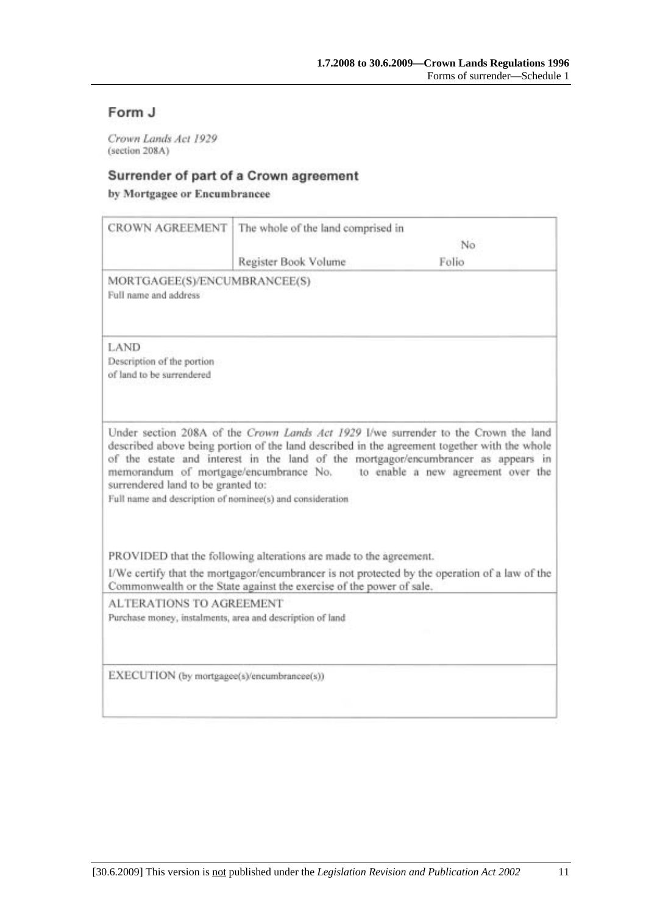## Form J

*Crown Lands Act 1929*
(section 208A)

### Surrender of part of a Crown agreement

**by Mortgagee or Encumbrancee**

| CROWN AGREEMENT | The whole of the land comprised in | |
|---|---|---|
| | | No |
| | Register Book Volume | Folio |

MORTGAGEE(S)/ENCUMBRANCEE(S)
Full name and address

LAND
Description of the portion of land to be surrendered

Under section 208A of the *Crown Lands Act 1929* I/we surrender to the Crown the land described above being portion of the land described in the agreement together with the whole of the estate and interest in the land of the mortgagor/encumbrancer as appears in memorandum of mortgage/encumbrance No. to enable a new agreement over the surrendered land to be granted to:
Full name and description of nominee(s) and consideration

PROVIDED that the following alterations are made to the agreement.

I/We certify that the mortgagor/encumbrancer is not protected by the operation of a law of the Commonwealth or the State against the exercise of the power of sale.

ALTERATIONS TO AGREEMENT
Purchase money, instalments, area and description of land

EXECUTION (by mortgagee(s)/encumbrancee(s))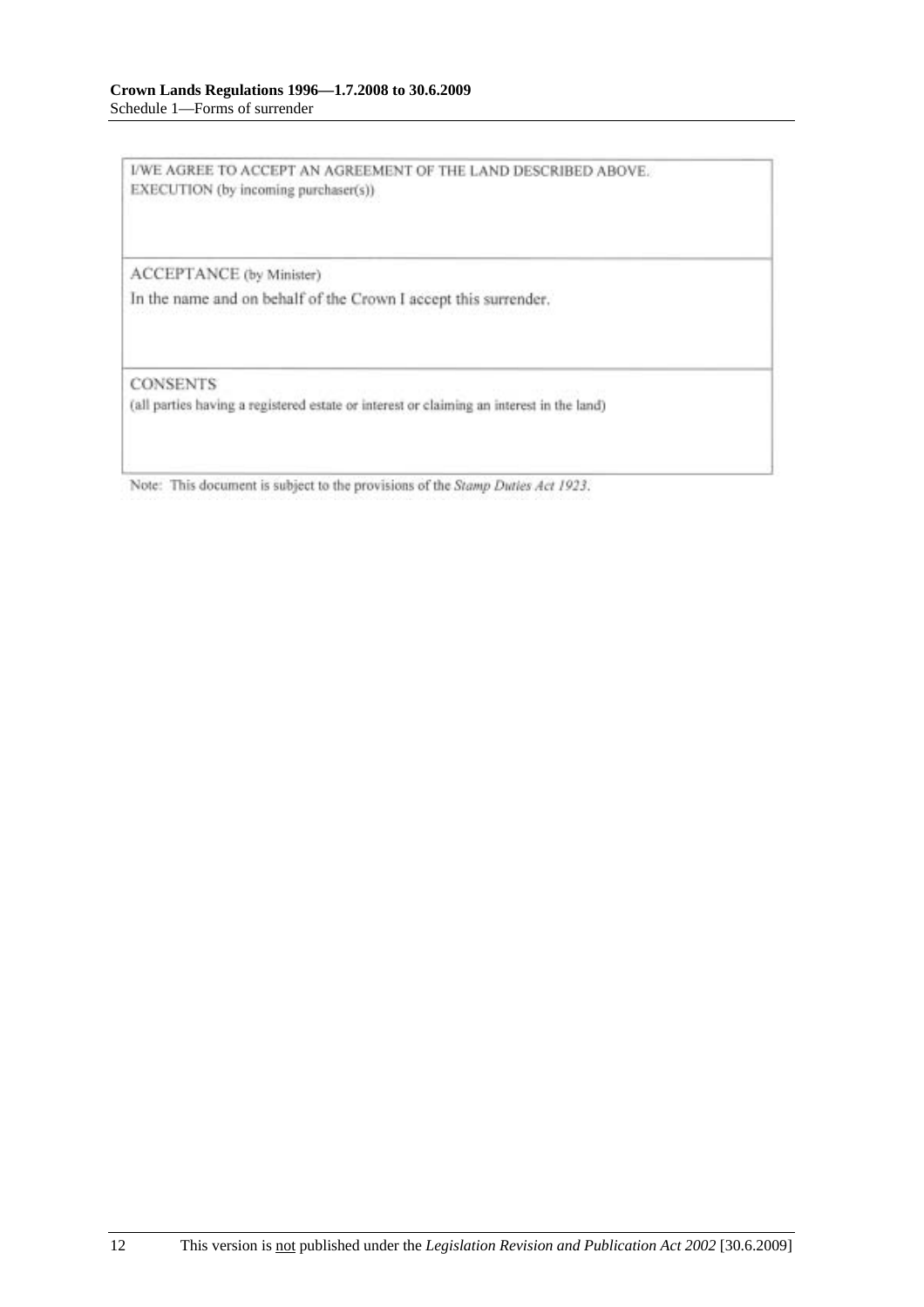I/WE AGREE TO ACCEPT AN AGREEMENT OF THE LAND DESCRIBED ABOVE.
EXECUTION (by incoming purchaser(s))

ACCEPTANCE (by Minister)

In the name and on behalf of the Crown I accept this surrender.

CONSENTS

(all parties having a registered estate or interest or claiming an interest in the land)

Note: This document is subject to the provisions of the *Stamp Duties Act 1923*.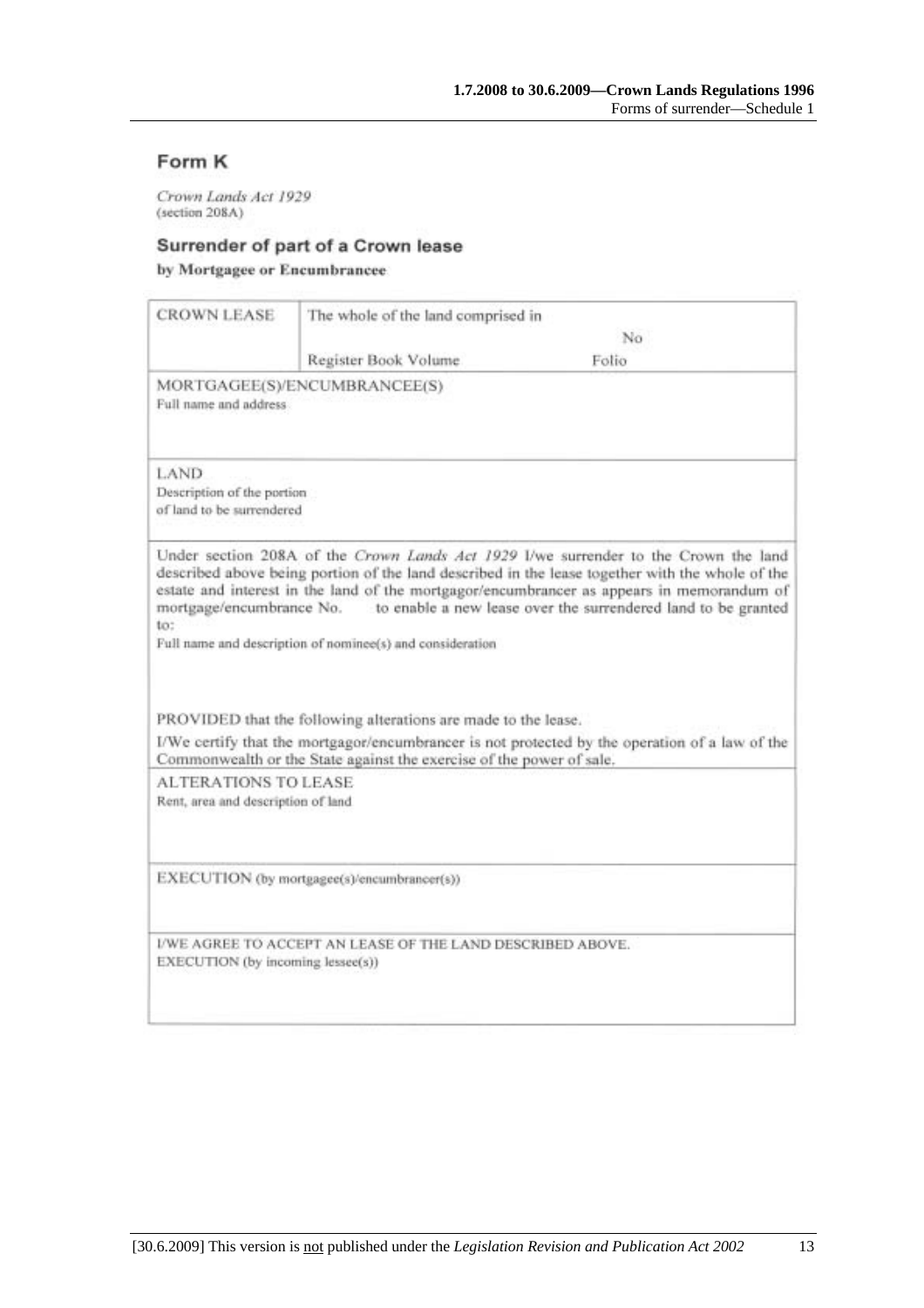## Form K

*Crown Lands Act 1929*
(section 208A)

### Surrender of part of a Crown lease

**by Mortgagee or Encumbrancee**

| CROWN LEASE | The whole of the land comprised in No | |
|---|---|---|
| | Register Book Volume | Folio |

MORTGAGEE(S)/ENCUMBRANCEE(S)
Full name and address

LAND
Description of the portion of land to be surrendered

Under section 208A of the *Crown Lands Act 1929* I/we surrender to the Crown the land described above being portion of the land described in the lease together with the whole of the estate and interest in the land of the mortgagor/encumbrancer as appears in memorandum of mortgage/encumbrance No. to enable a new lease over the surrendered land to be granted to:

Full name and description of nominee(s) and consideration

PROVIDED that the following alterations are made to the lease.

I/We certify that the mortgagor/encumbrancer is not protected by the operation of a law of the Commonwealth or the State against the exercise of the power of sale.

ALTERATIONS TO LEASE
Rent, area and description of land

EXECUTION (by mortgagee(s)/encumbrancer(s))

I/WE AGREE TO ACCEPT AN LEASE OF THE LAND DESCRIBED ABOVE.
EXECUTION (by incoming lessee(s))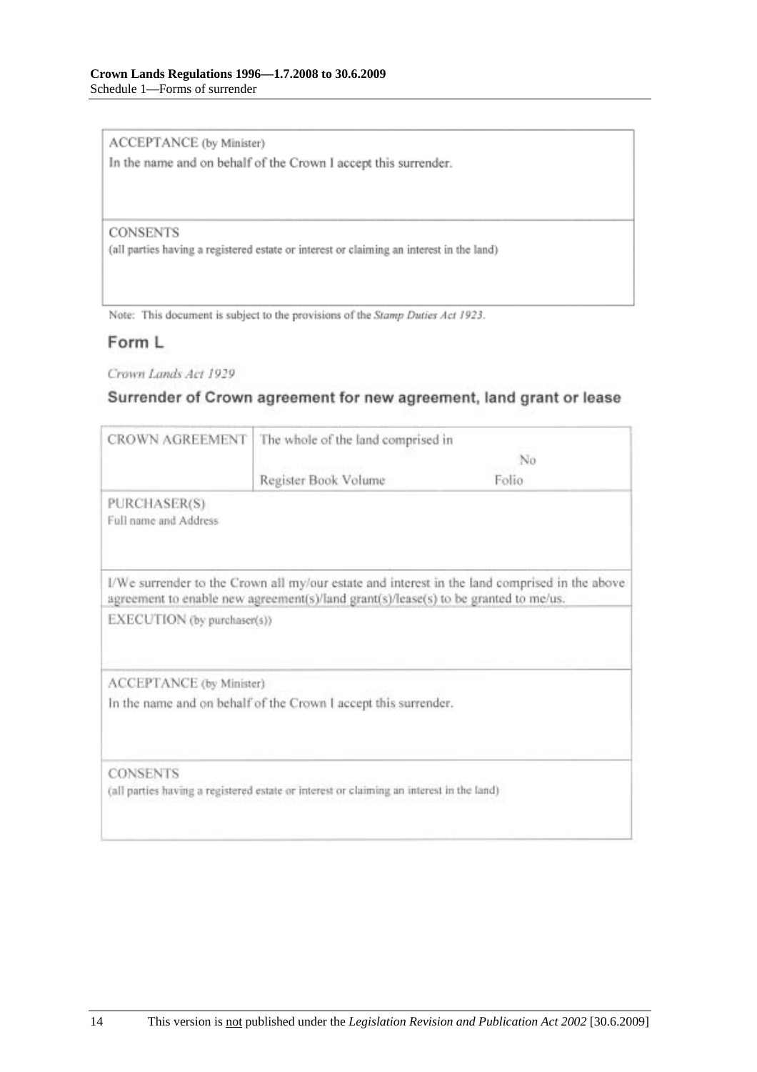| ACCEPTANCE (by Minister) |
|---|
| In the name and on behalf of the Crown I accept this surrender. |
| CONSENTS<br>(all parties having a registered estate or interest or claiming an interest in the land) |

Note: This document is subject to the provisions of the *Stamp Duties Act 1923*.

## Form L

*Crown Lands Act 1929*

### Surrender of Crown agreement for new agreement, land grant or lease

| CROWN AGREEMENT | The whole of the land comprised in | No |
|---|---|---|
| | Register Book Volume | Folio |
| PURCHASER(S)<br>Full name and Address | | |
| I/We surrender to the Crown all my/our estate and interest in the land comprised in the above agreement to enable new agreement(s)/land grant(s)/lease(s) to be granted to me/us. | | |
| EXECUTION (by purchaser(s)) | | |
| ACCEPTANCE (by Minister)<br>In the name and on behalf of the Crown I accept this surrender. | | |
| CONSENTS<br>(all parties having a registered estate or interest or claiming an interest in the land) | | |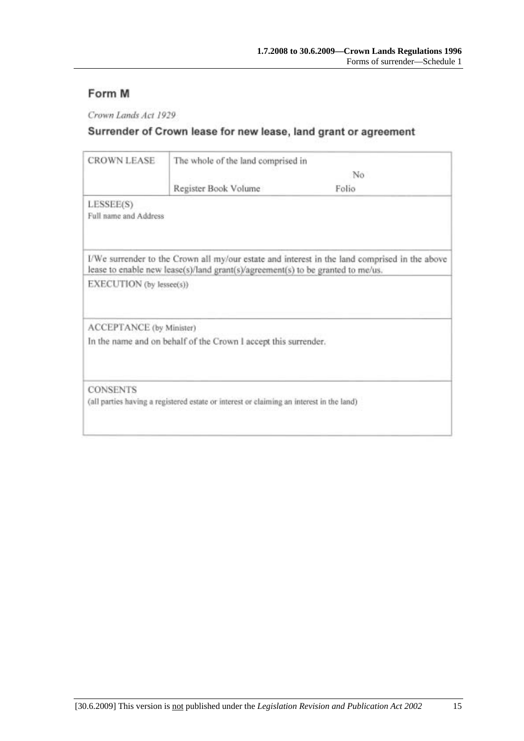## Form M

*Crown Lands Act 1929*

### Surrender of Crown lease for new lease, land grant or agreement

| CROWN LEASE | The whole of the land comprised in | |
|---|---|---|
| | | No |
| | Register Book Volume | Folio |

LESSEE(S)
Full name and Address

I/We surrender to the Crown all my/our estate and interest in the land comprised in the above lease to enable new lease(s)/land grant(s)/agreement(s) to be granted to me/us.

EXECUTION (by lessee(s))

ACCEPTANCE (by Minister)

In the name and on behalf of the Crown I accept this surrender.

CONSENTS
(all parties having a registered estate or interest or claiming an interest in the land)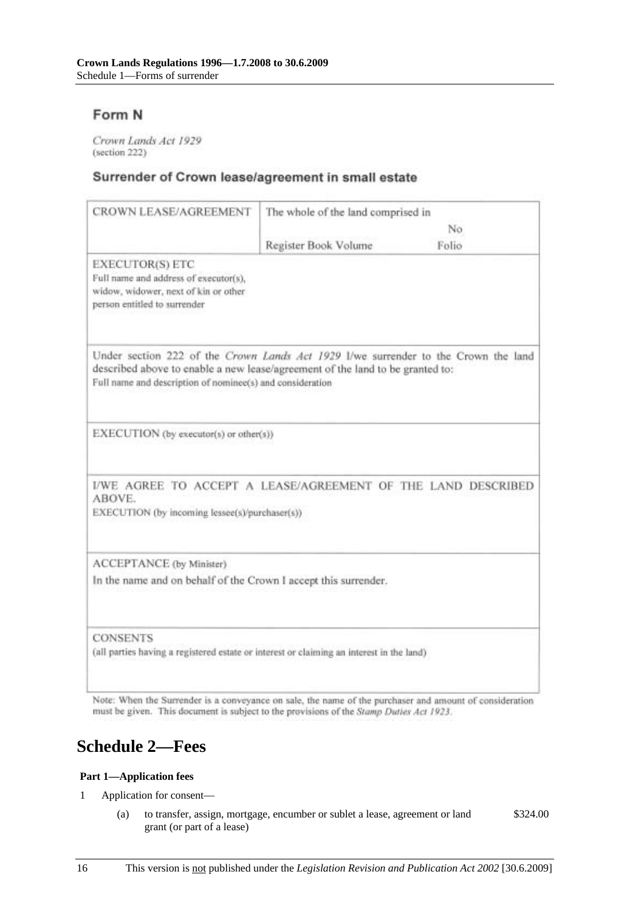## Form N

*Crown Lands Act 1929*
(section 222)

### Surrender of Crown lease/agreement in small estate

| CROWN LEASE/AGREEMENT | The whole of the land comprised in No<br>Register Book Volume Folio |
|---|---|
| EXECUTOR(S) ETC<br>Full name and address of executor(s), widow, widower, next of kin or other person entitled to surrender | |
| Under section 222 of the *Crown Lands Act 1929* I/we surrender to the Crown the land described above to enable a new lease/agreement of the land to be granted to:<br>Full name and description of nominee(s) and consideration | |
| EXECUTION (by executor(s) or other(s)) | |
| I/WE AGREE TO ACCEPT A LEASE/AGREEMENT OF THE LAND DESCRIBED ABOVE.<br>EXECUTION (by incoming lessee(s)/purchaser(s)) | |
| ACCEPTANCE (by Minister)<br>In the name and on behalf of the Crown I accept this surrender. | |
| CONSENTS<br>(all parties having a registered estate or interest or claiming an interest in the land) | |

Note: When the Surrender is a conveyance on sale, the name of the purchaser and amount of consideration must be given. This document is subject to the provisions of the *Stamp Duties Act 1923*.

# Schedule 2—Fees

**Part 1—Application fees**

1 Application for consent—

(a) to transfer, assign, mortgage, encumber or sublet a lease, agreement or land grant (or part of a lease) — \$324.00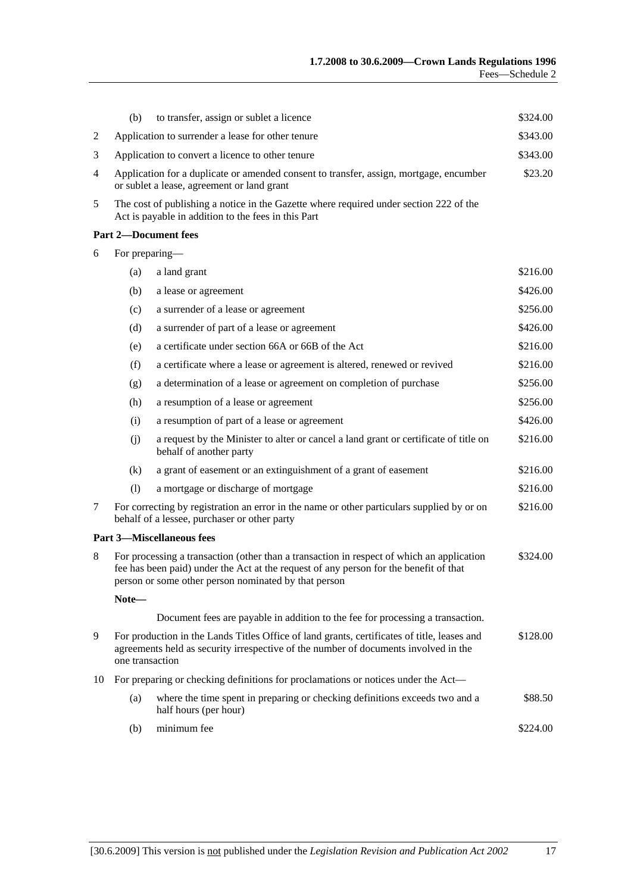| | | | |
|---|---|---|---|
| | (b) | to transfer, assign or sublet a licence | $324.00 |
| 2 | Application to surrender a lease for other tenure | | $343.00 |
| 3 | Application to convert a licence to other tenure | | $343.00 |
| 4 | Application for a duplicate or amended consent to transfer, assign, mortgage, encumber or sublet a lease, agreement or land grant | | $23.20 |
| 5 | The cost of publishing a notice in the Gazette where required under section 222 of the Act is payable in addition to the fees in this Part | | |

**Part 2—Document fees**

| | | | |
|---|---|---|---|
| 6 | For preparing— | | |
| | (a) | a land grant | $216.00 |
| | (b) | a lease or agreement | $426.00 |
| | (c) | a surrender of a lease or agreement | $256.00 |
| | (d) | a surrender of part of a lease or agreement | $426.00 |
| | (e) | a certificate under section 66A or 66B of the Act | $216.00 |
| | (f) | a certificate where a lease or agreement is altered, renewed or revived | $216.00 |
| | (g) | a determination of a lease or agreement on completion of purchase | $256.00 |
| | (h) | a resumption of a lease or agreement | $256.00 |
| | (i) | a resumption of part of a lease or agreement | $426.00 |
| | (j) | a request by the Minister to alter or cancel a land grant or certificate of title on behalf of another party | $216.00 |
| | (k) | a grant of easement or an extinguishment of a grant of easement | $216.00 |
| | (l) | a mortgage or discharge of mortgage | $216.00 |
| 7 | For correcting by registration an error in the name or other particulars supplied by or on behalf of a lessee, purchaser or other party | | $216.00 |

**Part 3—Miscellaneous fees**

| | | | |
|---|---|---|---|
| 8 | For processing a transaction (other than a transaction in respect of which an application fee has been paid) under the Act at the request of any person for the benefit of that person or some other person nominated by that person | | $324.00 |

**Note—**

Document fees are payable in addition to the fee for processing a transaction.

| | | | |
|---|---|---|---|
| 9 | For production in the Lands Titles Office of land grants, certificates of title, leases and agreements held as security irrespective of the number of documents involved in the one transaction | | $128.00 |
| 10 | For preparing or checking definitions for proclamations or notices under the Act— | | |
| | (a) | where the time spent in preparing or checking definitions exceeds two and a half hours (per hour) | $88.50 |
| | (b) | minimum fee | $224.00 |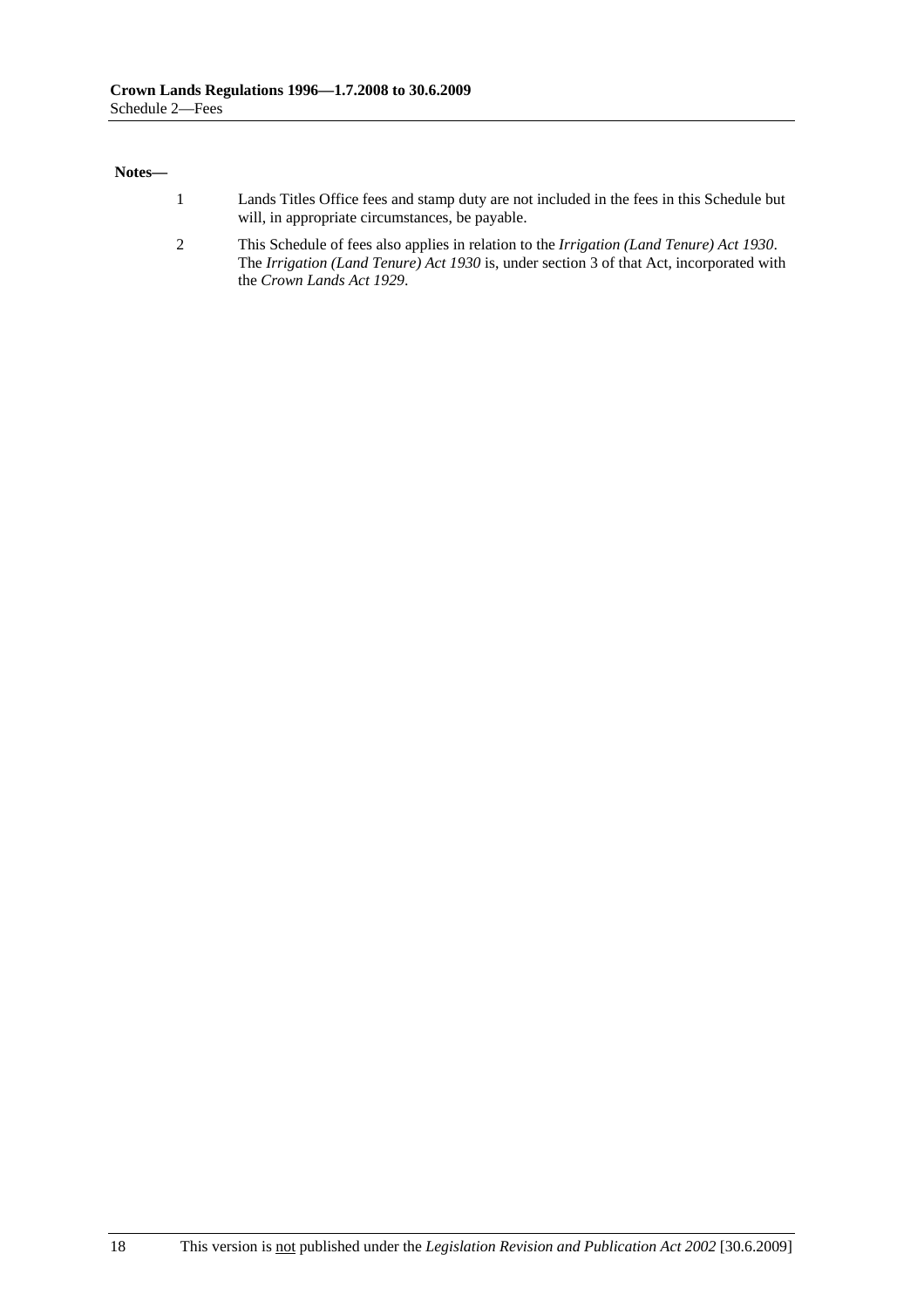**Notes—**

1. Lands Titles Office fees and stamp duty are not included in the fees in this Schedule but will, in appropriate circumstances, be payable.

2. This Schedule of fees also applies in relation to the *Irrigation (Land Tenure) Act 1930*. The *Irrigation (Land Tenure) Act 1930* is, under section 3 of that Act, incorporated with the *Crown Lands Act 1929*.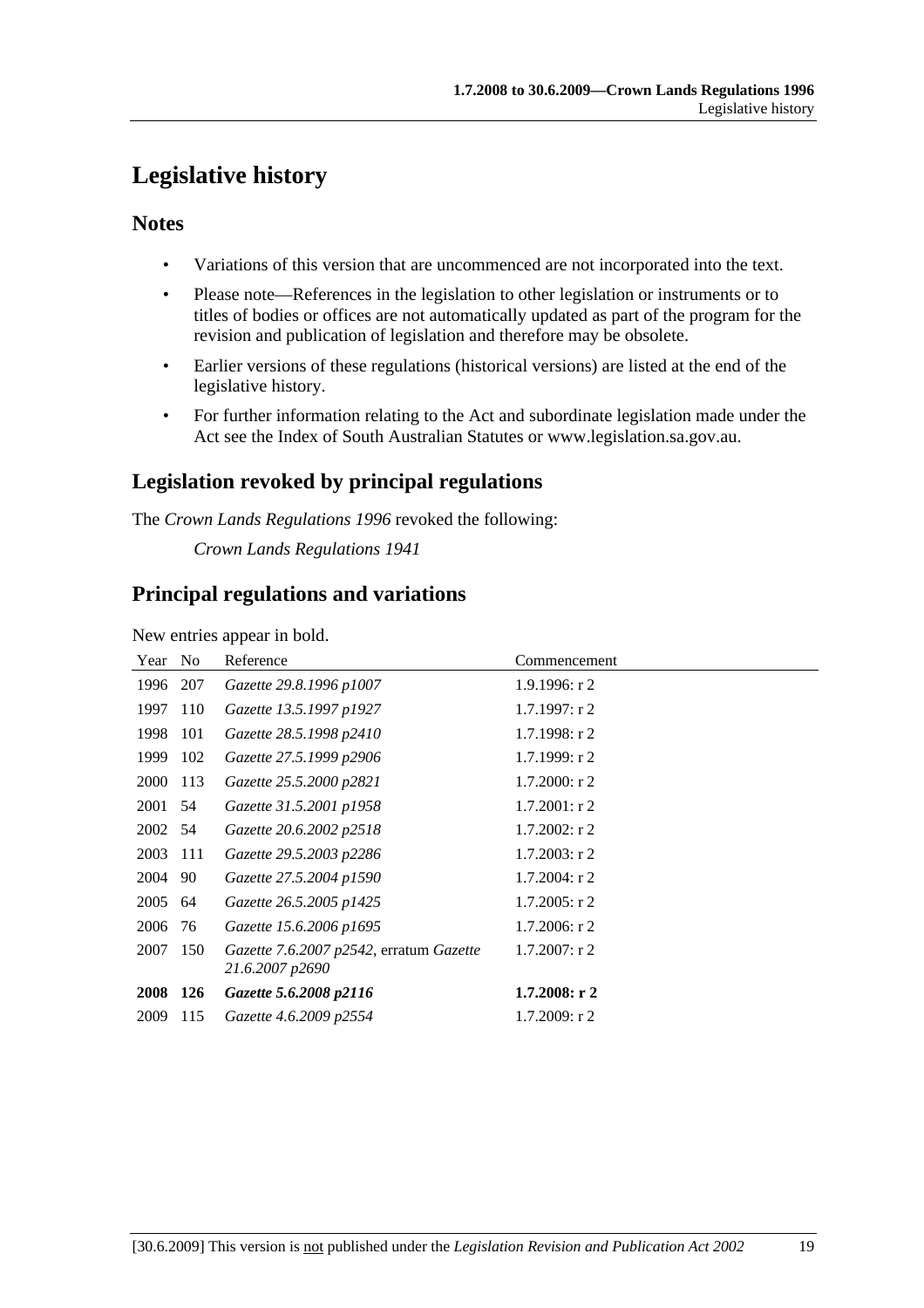# Legislative history

## Notes

- Variations of this version that are uncommenced are not incorporated into the text.
- Please note—References in the legislation to other legislation or instruments or to titles of bodies or offices are not automatically updated as part of the program for the revision and publication of legislation and therefore may be obsolete.
- Earlier versions of these regulations (historical versions) are listed at the end of the legislative history.
- For further information relating to the Act and subordinate legislation made under the Act see the Index of South Australian Statutes or www.legislation.sa.gov.au.

## Legislation revoked by principal regulations

The *Crown Lands Regulations 1996* revoked the following:

*Crown Lands Regulations 1941*

## Principal regulations and variations

New entries appear in bold.

| Year | No | Reference | Commencement |
|---|---|---|---|
| 1996 | 207 | *Gazette 29.8.1996 p1007* | 1.9.1996: r 2 |
| 1997 | 110 | *Gazette 13.5.1997 p1927* | 1.7.1997: r 2 |
| 1998 | 101 | *Gazette 28.5.1998 p2410* | 1.7.1998: r 2 |
| 1999 | 102 | *Gazette 27.5.1999 p2906* | 1.7.1999: r 2 |
| 2000 | 113 | *Gazette 25.5.2000 p2821* | 1.7.2000: r 2 |
| 2001 | 54 | *Gazette 31.5.2001 p1958* | 1.7.2001: r 2 |
| 2002 | 54 | *Gazette 20.6.2002 p2518* | 1.7.2002: r 2 |
| 2003 | 111 | *Gazette 29.5.2003 p2286* | 1.7.2003: r 2 |
| 2004 | 90 | *Gazette 27.5.2004 p1590* | 1.7.2004: r 2 |
| 2005 | 64 | *Gazette 26.5.2005 p1425* | 1.7.2005: r 2 |
| 2006 | 76 | *Gazette 15.6.2006 p1695* | 1.7.2006: r 2 |
| 2007 | 150 | *Gazette 7.6.2007 p2542*, erratum *Gazette 21.6.2007 p2690* | 1.7.2007: r 2 |
| **2008** | **126** | ***Gazette 5.6.2008 p2116*** | **1.7.2008: r 2** |
| 2009 | 115 | *Gazette 4.6.2009 p2554* | 1.7.2009: r 2 |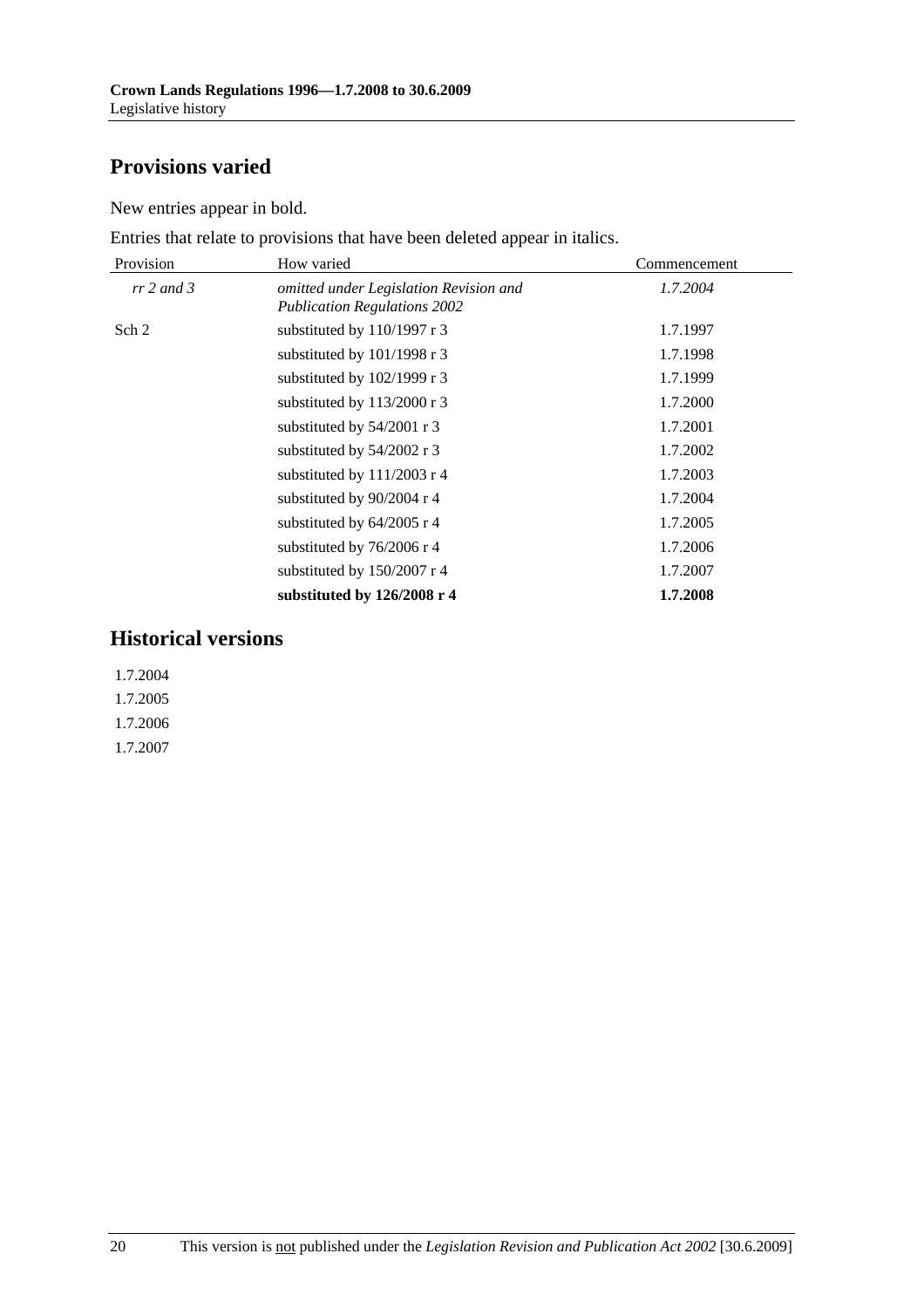## Provisions varied

New entries appear in bold.

Entries that relate to provisions that have been deleted appear in italics.

| Provision | How varied | Commencement |
| --- | --- | --- |
| *rr 2 and 3* | *omitted under Legislation Revision and Publication Regulations 2002* | *1.7.2004* |
| Sch 2 | substituted by 110/1997 r 3 | 1.7.1997 |
| | substituted by 101/1998 r 3 | 1.7.1998 |
| | substituted by 102/1999 r 3 | 1.7.1999 |
| | substituted by 113/2000 r 3 | 1.7.2000 |
| | substituted by 54/2001 r 3 | 1.7.2001 |
| | substituted by 54/2002 r 3 | 1.7.2002 |
| | substituted by 111/2003 r 4 | 1.7.2003 |
| | substituted by 90/2004 r 4 | 1.7.2004 |
| | substituted by 64/2005 r 4 | 1.7.2005 |
| | substituted by 76/2006 r 4 | 1.7.2006 |
| | substituted by 150/2007 r 4 | 1.7.2007 |
| | **substituted by 126/2008 r 4** | **1.7.2008** |

## Historical versions

1.7.2004

1.7.2005

1.7.2006

1.7.2007